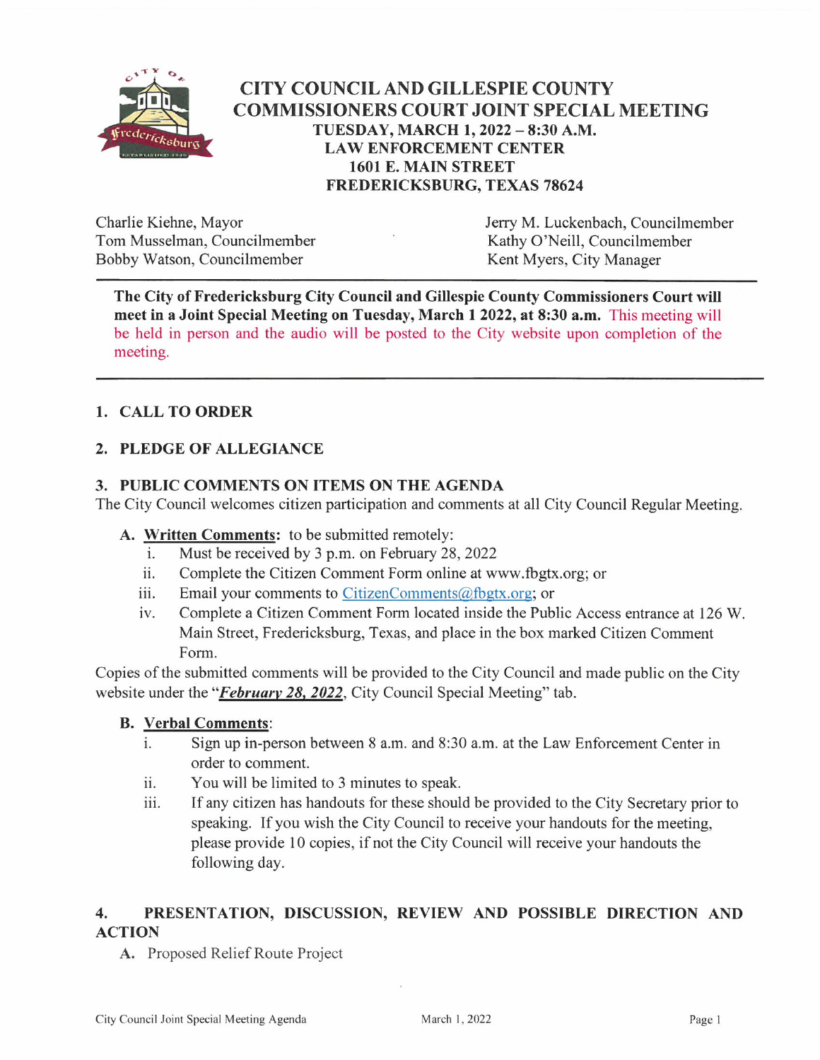# CITY COUNCIL AND GILLESPIE COUNTY COMMISSIONERS COURT JOINT SPECIAL MEETING

**TUESDAY, MARCH 1, 2022 – 8:30 A.M.**
**LAW ENFORCEMENT CENTER**
**1601 E. MAIN STREET**
**FREDERICKSBURG, TEXAS 78624**

Charlie Kiehne, Mayor
Tom Musselman, Councilmember
Bobby Watson, Councilmember
Jerry M. Luckenbach, Councilmember
Kathy O'Neill, Councilmember
Kent Myers, City Manager

---

**The City of Fredericksburg City Council and Gillespie County Commissioners Court will meet in a Joint Special Meeting on Tuesday, March 1 2022, at 8:30 a.m.** This meeting will be held in person and the audio will be posted to the City website upon completion of the meeting.

---

## 1. CALL TO ORDER

## 2. PLEDGE OF ALLEGIANCE

## 3. PUBLIC COMMENTS ON ITEMS ON THE AGENDA

The City Council welcomes citizen participation and comments at all City Council Regular Meeting.

**A. Written Comments:** to be submitted remotely:

i. Must be received by 3 p.m. on February 28, 2022
ii. Complete the Citizen Comment Form online at www.fbgtx.org; or
iii. Email your comments to CitizenComments@fbgtx.org; or
iv. Complete a Citizen Comment Form located inside the Public Access entrance at 126 W. Main Street, Fredericksburg, Texas, and place in the box marked Citizen Comment Form.

Copies of the submitted comments will be provided to the City Council and made public on the City website under the "***February 28, 2022***, City Council Special Meeting" tab.

**B. Verbal Comments:**

i. Sign up in-person between 8 a.m. and 8:30 a.m. at the Law Enforcement Center in order to comment.
ii. You will be limited to 3 minutes to speak.
iii. If any citizen has handouts for these should be provided to the City Secretary prior to speaking. If you wish the City Council to receive your handouts for the meeting, please provide 10 copies, if not the City Council will receive your handouts the following day.

## 4. PRESENTATION, DISCUSSION, REVIEW AND POSSIBLE DIRECTION AND ACTION

A. Proposed Relief Route Project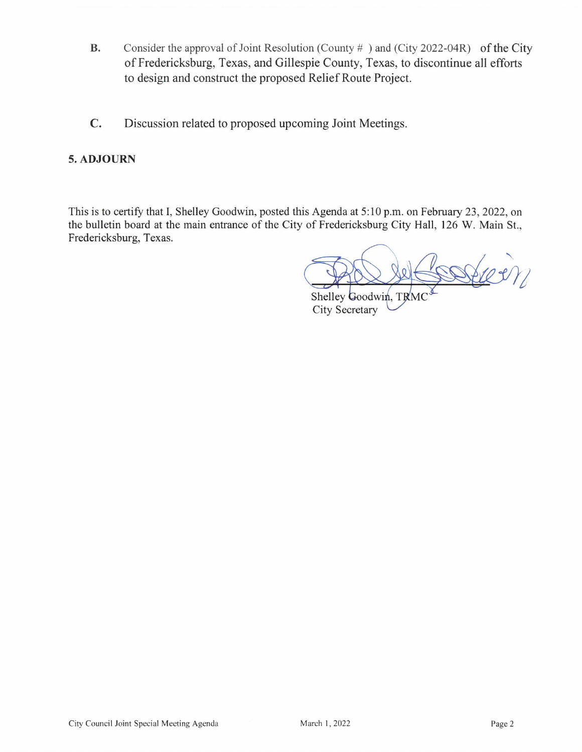**B.** Consider the approval of Joint Resolution (County # ) and (City 2022-04R) of the City of Fredericksburg, Texas, and Gillespie County, Texas, to discontinue all efforts to design and construct the proposed Relief Route Project.

**C.** Discussion related to proposed upcoming Joint Meetings.

**5. ADJOURN**

This is to certify that I, Shelley Goodwin, posted this Agenda at 5:10 p.m. on February 23, 2022, on the bulletin board at the main entrance of the City of Fredericksburg City Hall, 126 W. Main St., Fredericksburg, Texas.

Shelley Goodwin, TRMC
City Secretary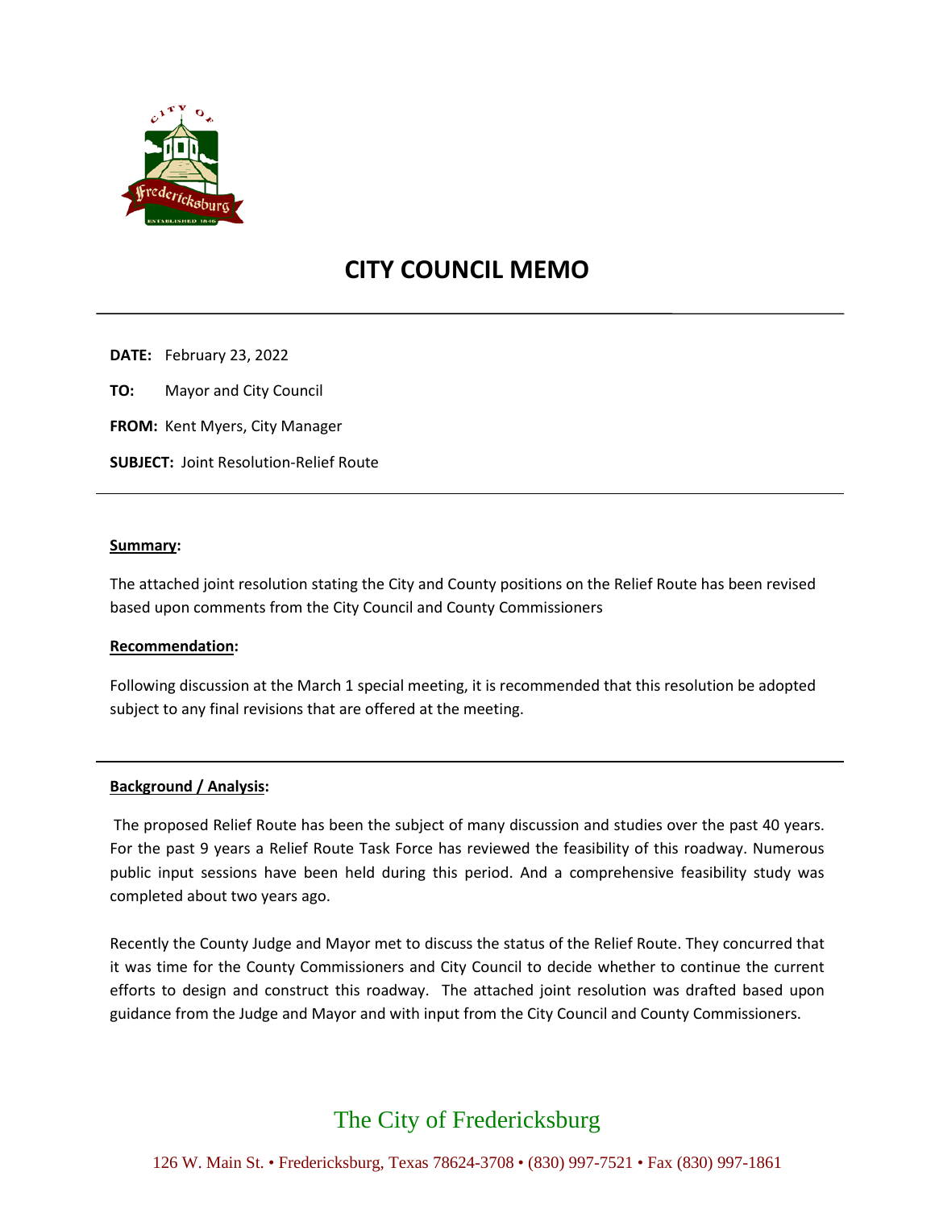# CITY COUNCIL MEMO

**DATE:** February 23, 2022

**TO:** Mayor and City Council

**FROM:** Kent Myers, City Manager

**SUBJECT:** Joint Resolution-Relief Route

---

**Summary:**

The attached joint resolution stating the City and County positions on the Relief Route has been revised based upon comments from the City Council and County Commissioners

**Recommendation:**

Following discussion at the March 1 special meeting, it is recommended that this resolution be adopted subject to any final revisions that are offered at the meeting.

---

**Background / Analysis:**

The proposed Relief Route has been the subject of many discussion and studies over the past 40 years. For the past 9 years a Relief Route Task Force has reviewed the feasibility of this roadway. Numerous public input sessions have been held during this period. And a comprehensive feasibility study was completed about two years ago.

Recently the County Judge and Mayor met to discuss the status of the Relief Route. They concurred that it was time for the County Commissioners and City Council to decide whether to continue the current efforts to design and construct this roadway. The attached joint resolution was drafted based upon guidance from the Judge and Mayor and with input from the City Council and County Commissioners.

The City of Fredericksburg

126 W. Main St. • Fredericksburg, Texas 78624-3708 • (830) 997-7521 • Fax (830) 997-1861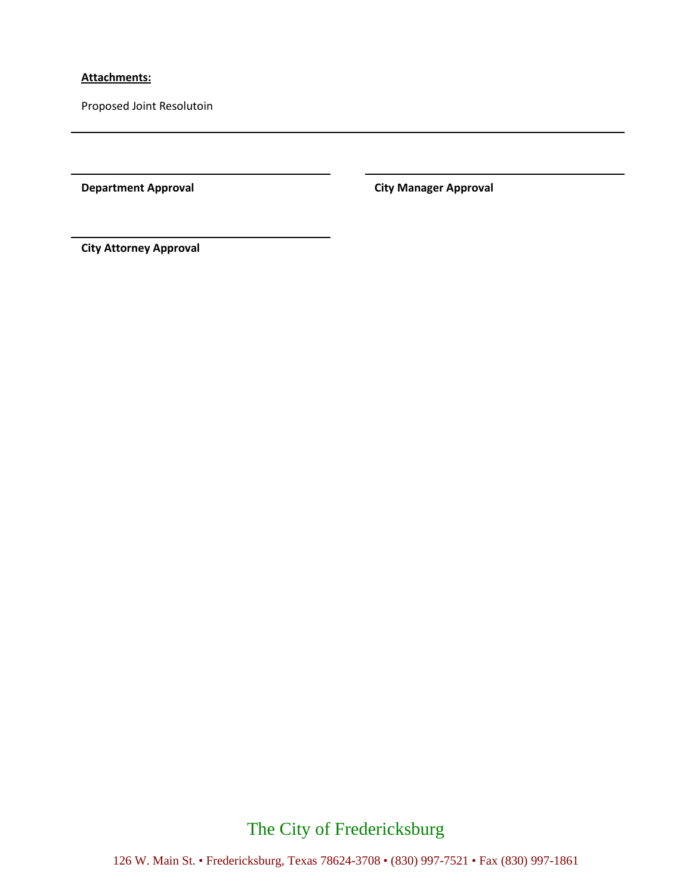**Attachments:**

Proposed Joint Resolutoin

---

**Department Approval**

**City Manager Approval**

**City Attorney Approval**

The City of Fredericksburg

126 W. Main St. • Fredericksburg, Texas 78624-3708 • (830) 997-7521 • Fax (830) 997-1861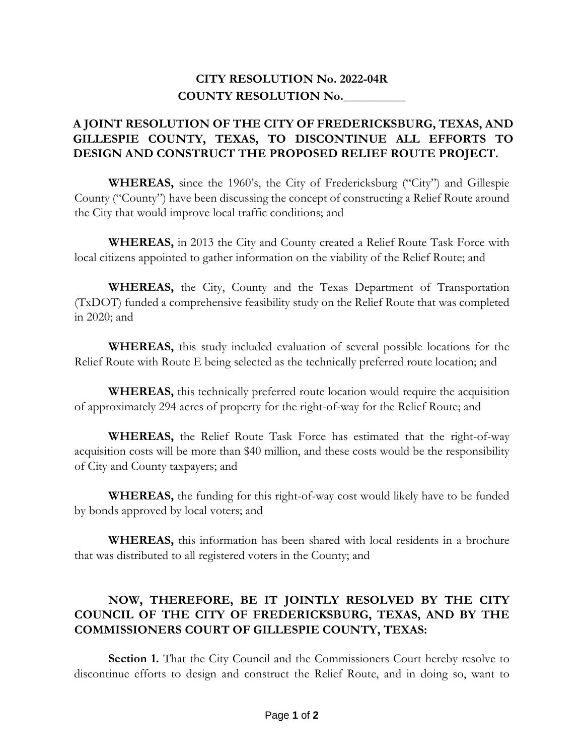**CITY RESOLUTION No. 2022-04R**
**COUNTY RESOLUTION No.__________**

**A JOINT RESOLUTION OF THE CITY OF FREDERICKSBURG, TEXAS, AND GILLESPIE COUNTY, TEXAS, TO DISCONTINUE ALL EFFORTS TO DESIGN AND CONSTRUCT THE PROPOSED RELIEF ROUTE PROJECT.**

**WHEREAS,** since the 1960's, the City of Fredericksburg ("City") and Gillespie County ("County") have been discussing the concept of constructing a Relief Route around the City that would improve local traffic conditions; and

**WHEREAS,** in 2013 the City and County created a Relief Route Task Force with local citizens appointed to gather information on the viability of the Relief Route; and

**WHEREAS,** the City, County and the Texas Department of Transportation (TxDOT) funded a comprehensive feasibility study on the Relief Route that was completed in 2020; and

**WHEREAS,** this study included evaluation of several possible locations for the Relief Route with Route E being selected as the technically preferred route location; and

**WHEREAS,** this technically preferred route location would require the acquisition of approximately 294 acres of property for the right-of-way for the Relief Route; and

**WHEREAS,** the Relief Route Task Force has estimated that the right-of-way acquisition costs will be more than $40 million, and these costs would be the responsibility of City and County taxpayers; and

**WHEREAS,** the funding for this right-of-way cost would likely have to be funded by bonds approved by local voters; and

**WHEREAS,** this information has been shared with local residents in a brochure that was distributed to all registered voters in the County; and

**NOW, THEREFORE, BE IT JOINTLY RESOLVED BY THE CITY COUNCIL OF THE CITY OF FREDERICKSBURG, TEXAS, AND BY THE COMMISSIONERS COURT OF GILLESPIE COUNTY, TEXAS:**

**Section 1.** That the City Council and the Commissioners Court hereby resolve to discontinue efforts to design and construct the Relief Route, and in doing so, want to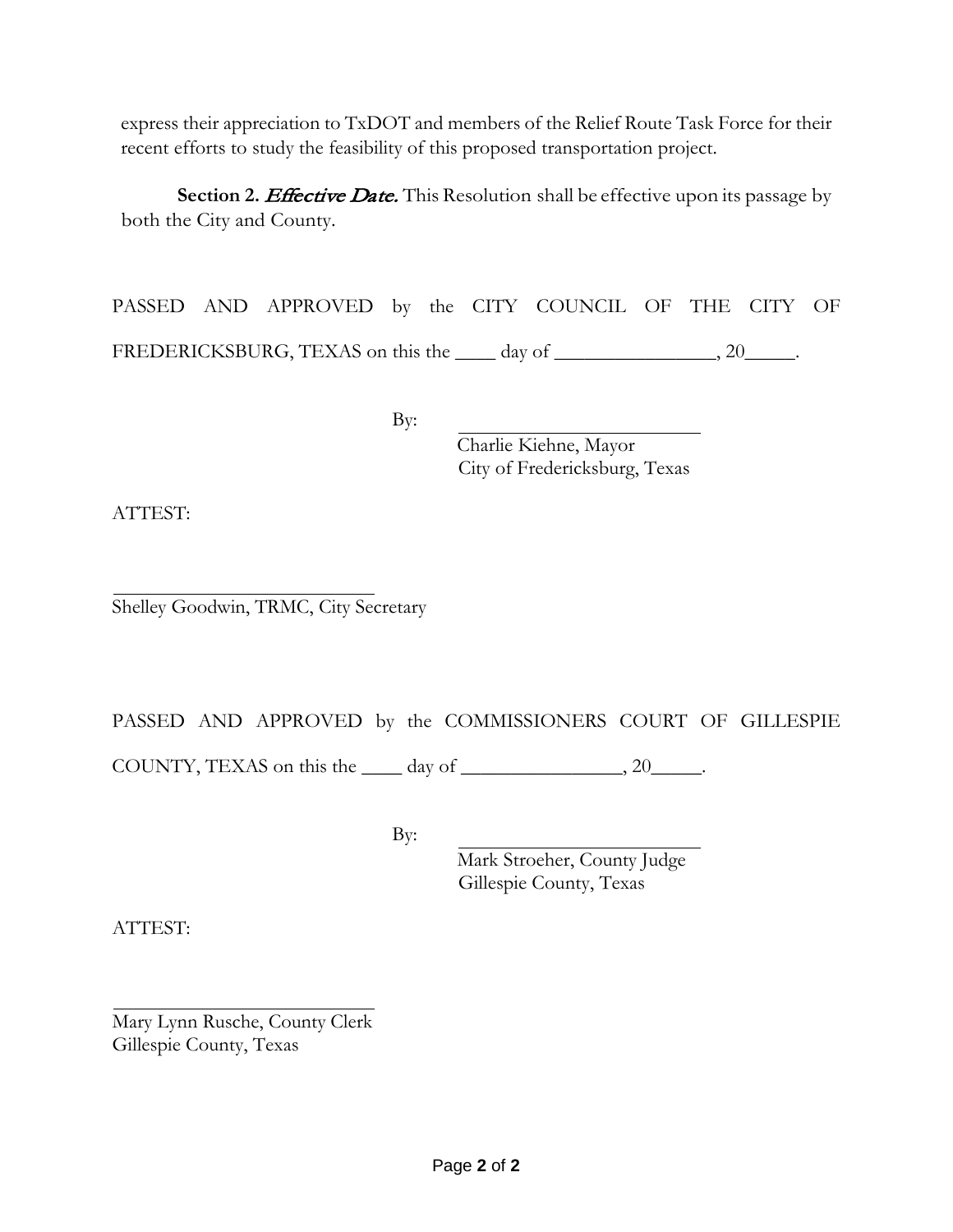express their appreciation to TxDOT and members of the Relief Route Task Force for their recent efforts to study the feasibility of this proposed transportation project.

**Section 2.** ***Effective Date.*** This Resolution shall be effective upon its passage by both the City and County.

PASSED AND APPROVED by the CITY COUNCIL OF THE CITY OF FREDERICKSBURG, TEXAS on this the ____ day of ________________, 20_____.

By: ________________________
Charlie Kiehne, Mayor
City of Fredericksburg, Texas

ATTEST:

____________________________
Shelley Goodwin, TRMC, City Secretary

PASSED AND APPROVED by the COMMISSIONERS COURT OF GILLESPIE COUNTY, TEXAS on this the ____ day of ________________, 20_____.

By: ________________________
Mark Stroeher, County Judge
Gillespie County, Texas

ATTEST:

____________________________
Mary Lynn Rusche, County Clerk
Gillespie County, Texas